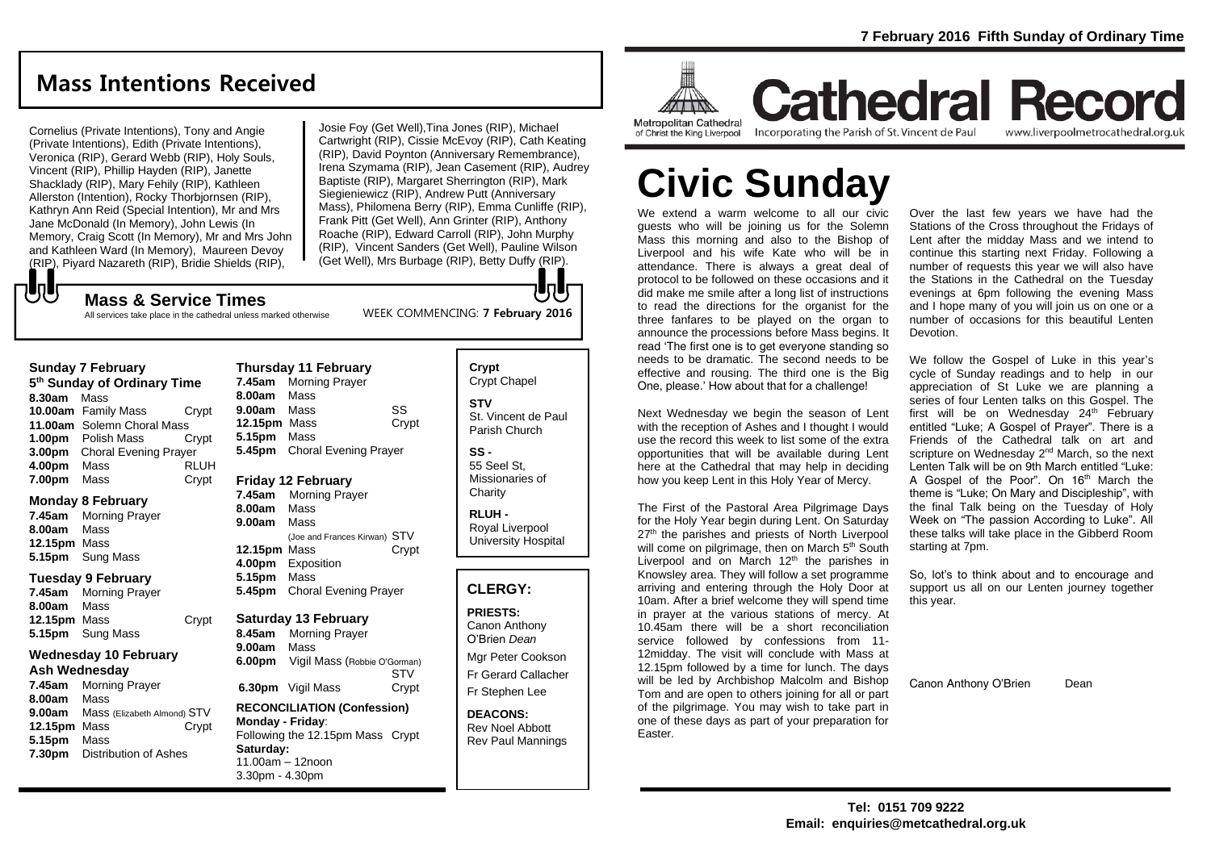**7 February 2016 Fifth Sunday of Ordinary Time**

# Cathedral Record

Metropolitan Cathedral of Christ the King Liverpool

Incorporating the Parish of St. Vincent de Paul

www.liverpoolmetrocathedral.org.uk

## Mass Intentions Received

Cornelius (Private Intentions), Tony and Angie (Private Intentions), Edith (Private Intentions), Veronica (RIP), Gerard Webb (RIP), Holy Souls, Vincent (RIP), Phillip Hayden (RIP), Janette Shacklady (RIP), Mary Fehily (RIP), Kathleen Allerston (Intention), Rocky Thorbjornsen (RIP), Kathryn Ann Reid (Special Intention), Mr and Mrs Jane McDonald (In Memory), John Lewis (In Memory, Craig Scott (In Memory), Mr and Mrs John and Kathleen Ward (In Memory), Maureen Devoy (RIP), Piyard Nazareth (RIP), Bridie Shields (RIP), Josie Foy (Get Well),Tina Jones (RIP), Michael Cartwright (RIP), Cissie McEvoy (RIP), Cath Keating (RIP), David Poynton (Anniversary Remembrance), Irena Szymama (RIP), Jean Casement (RIP), Audrey Baptiste (RIP), Margaret Sherrington (RIP), Mark Siegieniewicz (RIP), Andrew Putt (Anniversary Mass), Philomena Berry (RIP), Emma Cunliffe (RIP), Frank Pitt (Get Well), Ann Grinter (RIP), Anthony Roache (RIP), Edward Carroll (RIP), John Murphy (RIP), Vincent Sanders (Get Well), Pauline Wilson (Get Well), Mrs Burbage (RIP), Betty Duffy (RIP).

## Mass & Service Times

All services take place in the cathedral unless marked otherwise

WEEK COMMENCING: **7 February 2016**

### Sunday 7 February
**5th Sunday of Ordinary Time**

| | | |
|---|---|---|
| **8.30am** | Mass | |
| **10.00am** | Family Mass | Crypt |
| **11.00am** | Solemn Choral Mass | |
| **1.00pm** | Polish Mass | Crypt |
| **3.00pm** | Choral Evening Prayer | |
| **4.00pm** | Mass | RLUH |
| **7.00pm** | Mass | Crypt |

### Monday 8 February

| | | |
|---|---|---|
| **7.45am** | Morning Prayer | |
| **8.00am** | Mass | |
| **12.15pm** | Mass | |
| **5.15pm** | Sung Mass | |

### Tuesday 9 February

| | | |
|---|---|---|
| **7.45am** | Morning Prayer | |
| **8.00am** | Mass | |
| **12.15pm** | Mass | Crypt |
| **5.15pm** | Sung Mass | |

### Wednesday 10 February
**Ash Wednesday**

| | | |
|---|---|---|
| **7.45am** | Morning Prayer | |
| **8.00am** | Mass | |
| **9.00am** | Mass (Elizabeth Almond) | STV |
| **12.15pm** | Mass | Crypt |
| **5.15pm** | Mass | |
| **7.30pm** | Distribution of Ashes | |

### Thursday 11 February

| | | |
|---|---|---|
| **7.45am** | Morning Prayer | |
| **8.00am** | Mass | |
| **9.00am** | Mass | SS |
| **12.15pm** | Mass | Crypt |
| **5.15pm** | Mass | |
| **5.45pm** | Choral Evening Prayer | |

### Friday 12 February

| | | |
|---|---|---|
| **7.45am** | Morning Prayer | |
| **8.00am** | Mass | |
| **9.00am** | Mass (Joe and Frances Kirwan) | STV |
| **12.15pm** | Mass | Crypt |
| **4.00pm** | Exposition | |
| **5.15pm** | Mass | |
| **5.45pm** | Choral Evening Prayer | |

### Saturday 13 February

| | | |
|---|---|---|
| **8.45am** | Morning Prayer | |
| **9.00am** | Mass | |
| **6.00pm** | Vigil Mass (Robbie O'Gorman) | STV |
| **6.30pm** | Vigil Mass | Crypt |

**RECONCILIATION (Confession)**
**Monday - Friday**:
Following the 12.15pm Mass Crypt
**Saturday:**
11.00am – 12noon
3.30pm - 4.30pm

**Crypt**
Crypt Chapel

**STV**
St. Vincent de Paul Parish Church

**SS -**
55 Seel St, Missionaries of Charity

**RLUH -**
Royal Liverpool University Hospital

## CLERGY:

**PRIESTS:**
Canon Anthony O'Brien *Dean*
Mgr Peter Cookson
Fr Gerard Callacher
Fr Stephen Lee

**DEACONS:**
Rev Noel Abbott
Rev Paul Mannings

# Civic Sunday

We extend a warm welcome to all our civic guests who will be joining us for the Solemn Mass this morning and also to the Bishop of Liverpool and his wife Kate who will be in attendance. There is always a great deal of protocol to be followed on these occasions and it did make me smile after a long list of instructions to read the directions for the organist for the three fanfares to be played on the organ to announce the processions before Mass begins. It read 'The first one is to get everyone standing so needs to be dramatic. The second needs to be effective and rousing. The third one is the Big One, please.' How about that for a challenge!

Next Wednesday we begin the season of Lent with the reception of Ashes and I thought I would use the record this week to list some of the extra opportunities that will be available during Lent here at the Cathedral that may help in deciding how you keep Lent in this Holy Year of Mercy.

The First of the Pastoral Area Pilgrimage Days for the Holy Year begin during Lent. On Saturday 27th the parishes and priests of North Liverpool will come on pilgrimage, then on March 5th South Liverpool and on March 12th the parishes in Knowsley area. They will follow a set programme arriving and entering through the Holy Door at 10am. After a brief welcome they will spend time in prayer at the various stations of mercy. At 10.45am there will be a short reconciliation service followed by confessions from 11-12midday. The visit will conclude with Mass at 12.15pm followed by a time for lunch. The days will be led by Archbishop Malcolm and Bishop Tom and are open to others joining for all or part of the pilgrimage. You may wish to take part in one of these days as part of your preparation for Easter.

Over the last few years we have had the Stations of the Cross throughout the Fridays of Lent after the midday Mass and we intend to continue this starting next Friday. Following a number of requests this year we will also have the Stations in the Cathedral on the Tuesday evenings at 6pm following the evening Mass and I hope many of you will join us on one or a number of occasions for this beautiful Lenten Devotion.

We follow the Gospel of Luke in this year's cycle of Sunday readings and to help in our appreciation of St Luke we are planning a series of four Lenten talks on this Gospel. The first will be on Wednesday 24th February entitled "Luke; A Gospel of Prayer". There is a Friends of the Cathedral talk on art and scripture on Wednesday 2nd March, so the next Lenten Talk will be on 9th March entitled "Luke: A Gospel of the Poor". On 16th March the theme is "Luke; On Mary and Discipleship", with the final Talk being on the Tuesday of Holy Week on "The passion According to Luke". All these talks will take place in the Gibberd Room starting at 7pm.

So, lot's to think about and to encourage and support us all on our Lenten journey together this year.

Canon Anthony O'Brien Dean

**Tel: 0151 709 9222**
**Email: enquiries@metcathedral.org.uk**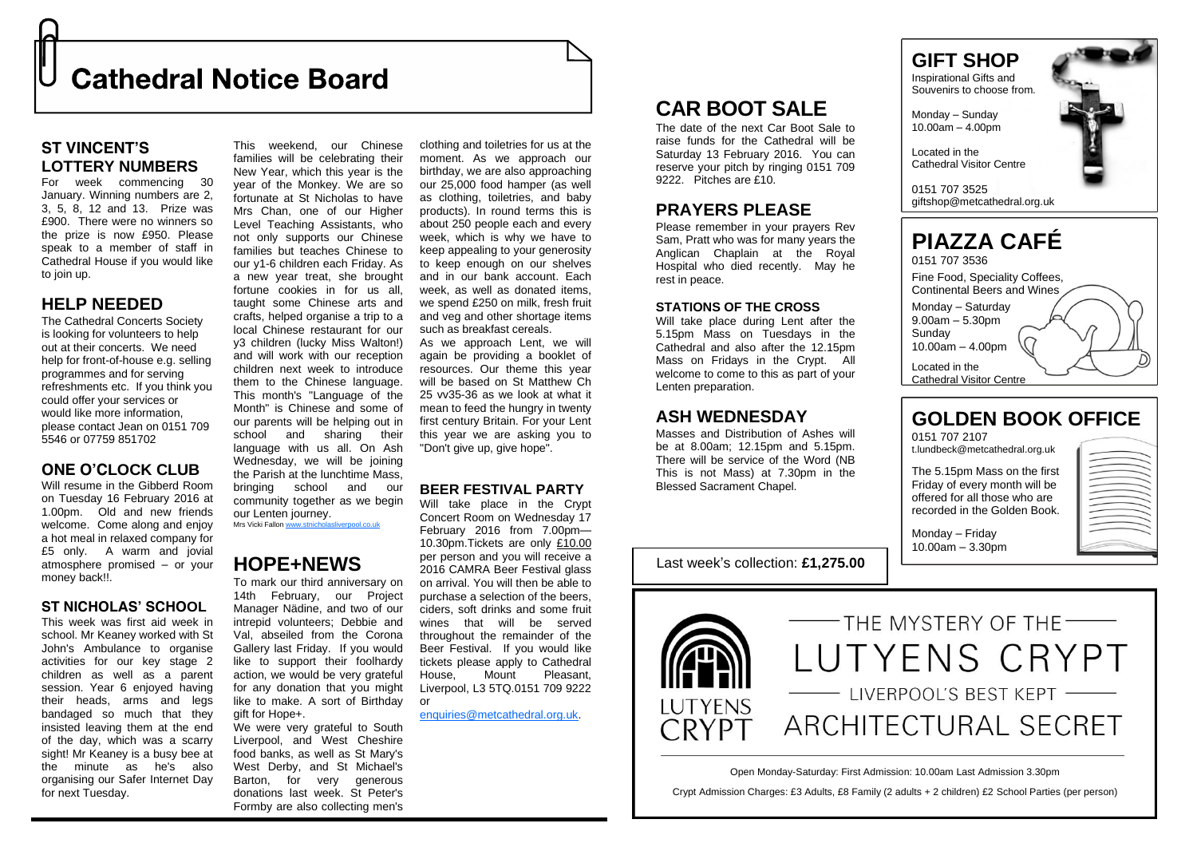# Cathedral Notice Board

## ST VINCENT'S LOTTERY NUMBERS

For week commencing 30 January. Winning numbers are 2, 3, 5, 8, 12 and 13. Prize was £900. There were no winners so the prize is now £950. Please speak to a member of staff in Cathedral House if you would like to join up.

## HELP NEEDED

The Cathedral Concerts Society is looking for volunteers to help out at their concerts. We need help for front-of-house e.g. selling programmes and for serving refreshments etc. If you think you could offer your services or would like more information, please contact Jean on 0151 709 5546 or 07759 851702

## ONE O'CLOCK CLUB

Will resume in the Gibberd Room on Tuesday 16 February 2016 at 1.00pm. Old and new friends welcome. Come along and enjoy a hot meal in relaxed company for £5 only. A warm and jovial atmosphere promised – or your money back!!.

### ST NICHOLAS' SCHOOL

This week was first aid week in school. Mr Keaney worked with St John's Ambulance to organise activities for our key stage 2 children as well as a parent session. Year 6 enjoyed having their heads, arms and legs bandaged so much that they insisted leaving them at the end of the day, which was a scarry sight! Mr Keaney is a busy bee at the minute as he's also organising our Safer Internet Day for next Tuesday.

This weekend, our Chinese families will be celebrating their New Year, which this year is the year of the Monkey. We are so fortunate at St Nicholas to have Mrs Chan, one of our Higher Level Teaching Assistants, who not only supports our Chinese families but teaches Chinese to our y1-6 children each Friday. As a new year treat, she brought fortune cookies in for us all, taught some Chinese arts and crafts, helped organise a trip to a local Chinese restaurant for our y3 children (lucky Miss Walton!) and will work with our reception children next week to introduce them to the Chinese language. This month's "Language of the Month" is Chinese and some of our parents will be helping out in school and sharing their language with us all. On Ash Wednesday, we will be joining the Parish at the lunchtime Mass, bringing school and our community together as we begin our Lenten journey.

Mrs Vicki Fallon www.stnicholasliverpool.co.uk

## HOPE+NEWS

To mark our third anniversary on 14th February, our Project Manager Nädine, and two of our intrepid volunteers; Debbie and Val, abseiled from the Corona Gallery last Friday. If you would like to support their foolhardy action, we would be very grateful for any donation that you might like to make. A sort of Birthday gift for Hope+.

We were very grateful to South Liverpool, and West Cheshire food banks, as well as St Mary's West Derby, and St Michael's Barton, for very generous donations last week. St Peter's Formby are also collecting men's clothing and toiletries for us at the moment. As we approach our birthday, we are also approaching our 25,000 food hamper (as well as clothing, toiletries, and baby products). In round terms this is about 250 people each and every week, which is why we have to keep appealing to your generosity to keep enough on our shelves and in our bank account. Each week, as well as donated items, we spend £250 on milk, fresh fruit and veg and other shortage items such as breakfast cereals.

As we approach Lent, we will again be providing a booklet of resources. Our theme this year will be based on St Matthew Ch 25 vv35-36 as we look at what it mean to feed the hungry in twenty first century Britain. For your Lent this year we are asking you to "Don't give up, give hope".

### BEER FESTIVAL PARTY

Will take place in the Crypt Concert Room on Wednesday 17 February 2016 from 7.00pm—10.30pm.Tickets are only £10.00 per person and you will receive a 2016 CAMRA Beer Festival glass on arrival. You will then be able to purchase a selection of the beers, ciders, soft drinks and some fruit wines that will be served throughout the remainder of the Beer Festival. If you would like tickets please apply to Cathedral House, Mount Pleasant, Liverpool, L3 5TQ.0151 709 9222 or enquiries@metcathedral.org.uk.

## CAR BOOT SALE

The date of the next Car Boot Sale to raise funds for the Cathedral will be Saturday 13 February 2016. You can reserve your pitch by ringing 0151 709 9222. Pitches are £10.

## PRAYERS PLEASE

Please remember in your prayers Rev Sam, Pratt who was for many years the Anglican Chaplain at the Royal Hospital who died recently. May he rest in peace.

### STATIONS OF THE CROSS

Will take place during Lent after the 5.15pm Mass on Tuesdays in the Cathedral and also after the 12.15pm Mass on Fridays in the Crypt. All welcome to come to this as part of your Lenten preparation.

## ASH WEDNESDAY

Masses and Distribution of Ashes will be at 8.00am; 12.15pm and 5.15pm. There will be service of the Word (NB This is not Mass) at 7.30pm in the Blessed Sacrament Chapel.

Last week's collection: **£1,275.00**

## GIFT SHOP

Inspirational Gifts and Souvenirs to choose from.

Monday – Sunday
10.00am – 4.00pm

Located in the Cathedral Visitor Centre

0151 707 3525
giftshop@metcathedral.org.uk

## PIAZZA CAFÉ

0151 707 3536

Fine Food, Speciality Coffees, Continental Beers and Wines

Monday – Saturday
9.00am – 5.30pm
Sunday
10.00am – 4.00pm

Located in the Cathedral Visitor Centre

## GOLDEN BOOK OFFICE

0151 707 2107
t.lundbeck@metcathedral.org.uk

The 5.15pm Mass on the first Friday of every month will be offered for all those who are recorded in the Golden Book.

Monday – Friday
10.00am – 3.30pm

LUTYENS CRYPT

THE MYSTERY OF THE LUTYENS CRYPT — LIVERPOOL'S BEST KEPT — ARCHITECTURAL SECRET

Open Monday-Saturday: First Admission: 10.00am Last Admission 3.30pm

Crypt Admission Charges: £3 Adults, £8 Family (2 adults + 2 children) £2 School Parties (per person)